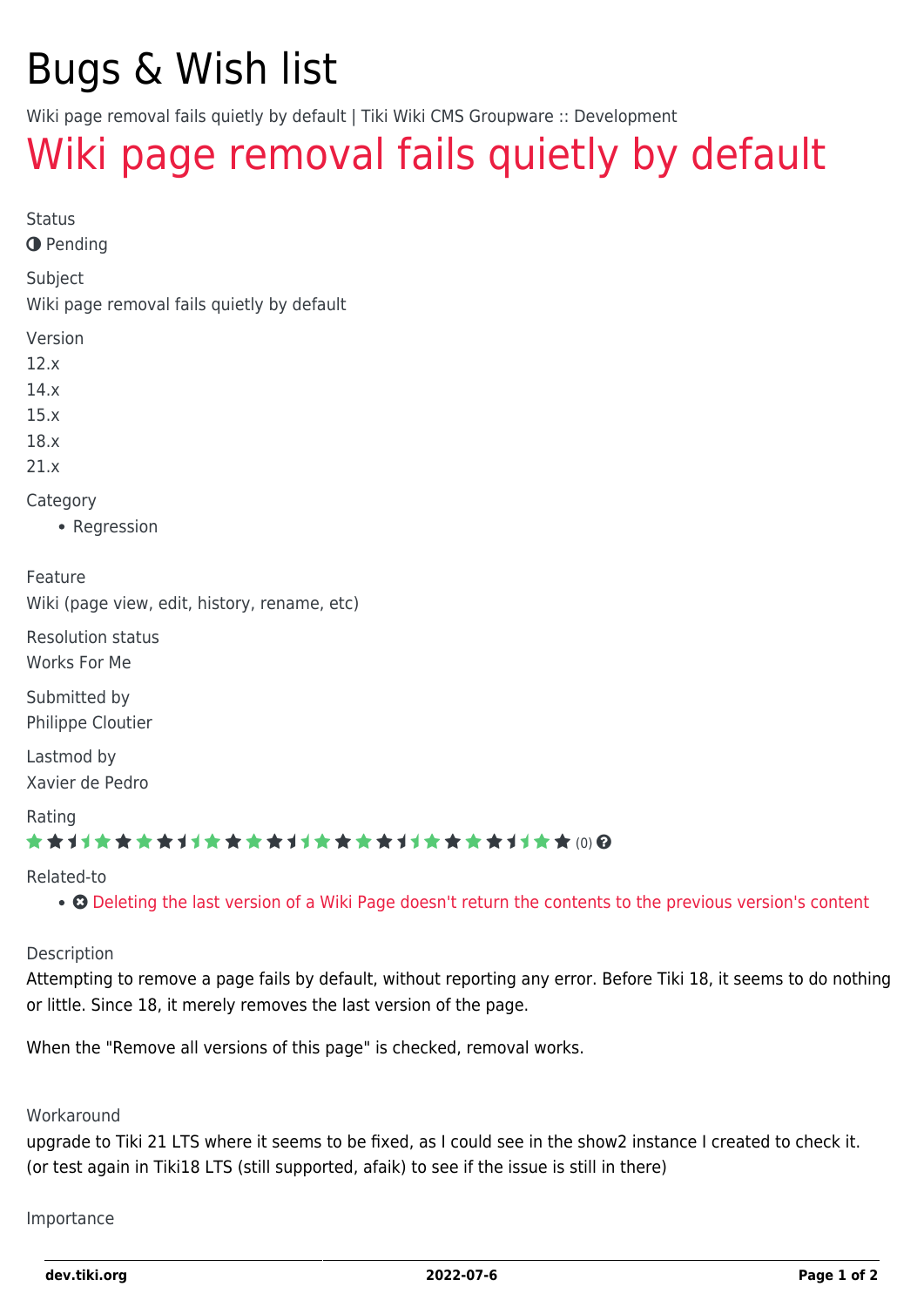# Bugs & Wish list

Wiki page removal fails quietly by default | Tiki Wiki CMS Groupware :: Development

## Wiki page removal fails quietly by default

Status

Pending

Subject

Wiki page removal fails quietly by default

Version

12.x

14.x

15.x

18.x

21.x

Category

- Regression

Feature

Wiki (page view, edit, history, rename, etc)

Resolution status

Works For Me

Submitted by

Philippe Cloutier

Lastmod by

Xavier de Pedro

Rating

(0)

Related-to

- Deleting the last version of a Wiki Page doesn't return the contents to the previous version's content

Description

Attempting to remove a page fails by default, without reporting any error. Before Tiki 18, it seems to do nothing or little. Since 18, it merely removes the last version of the page.

When the "Remove all versions of this page" is checked, removal works.

Workaround

upgrade to Tiki 21 LTS where it seems to be fixed, as I could see in the show2 instance I created to check it. (or test again in Tiki18 LTS (still supported, afaik) to see if the issue is still in there)

Importance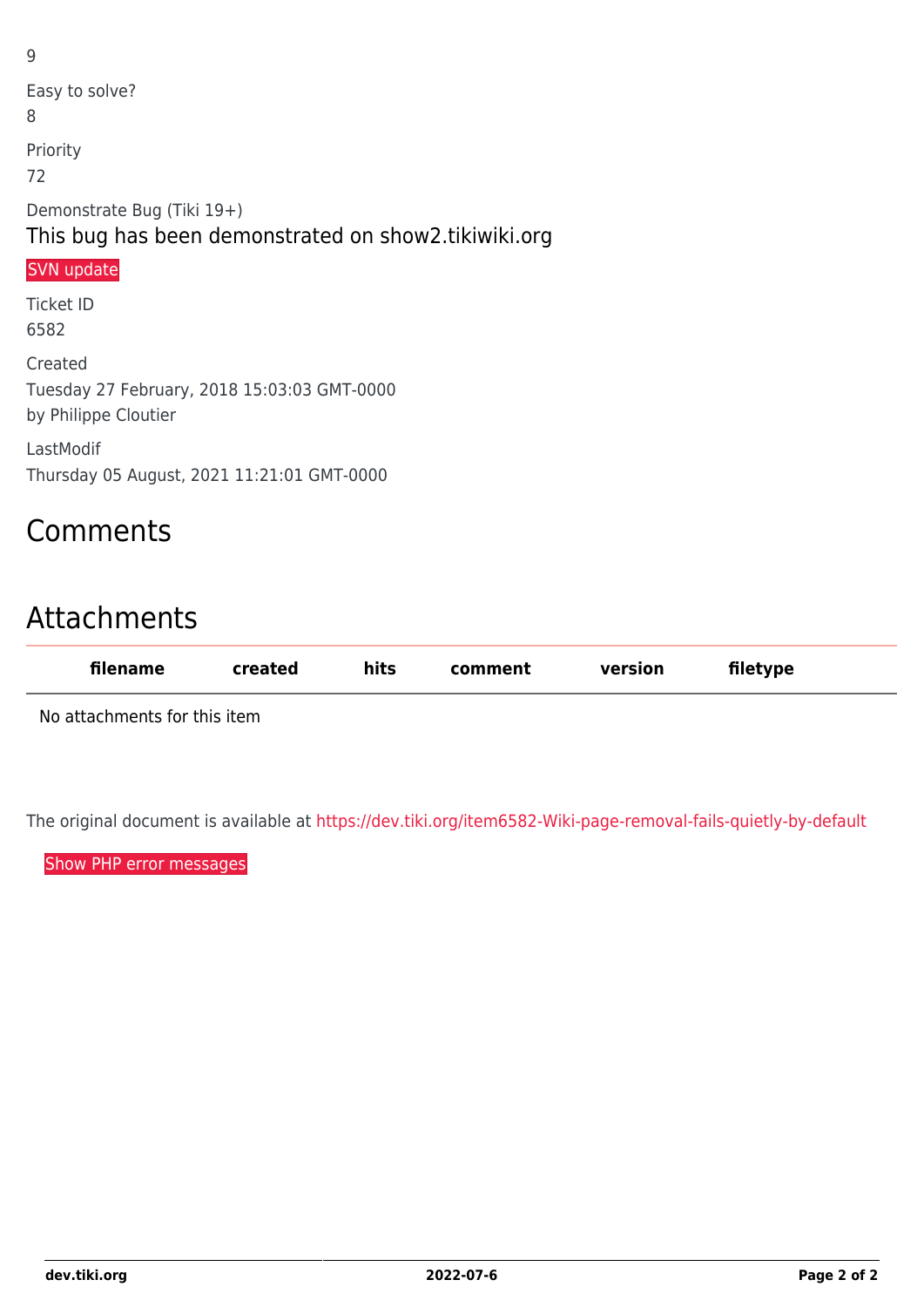9

Easy to solve?

8

Priority

72

Demonstrate Bug (Tiki 19+)

This bug has been demonstrated on show2.tikiwiki.org

SVN update

Ticket ID

6582

Created

Tuesday 27 February, 2018 15:03:03 GMT-0000
by Philippe Cloutier

LastModif

Thursday 05 August, 2021 11:21:01 GMT-0000

## Comments

## Attachments

| filename | created | hits | comment | version | filetype |
|---|---|---|---|---|---|
| No attachments for this item | | | | | |

The original document is available at https://dev.tiki.org/item6582-Wiki-page-removal-fails-quietly-by-default

Show PHP error messages